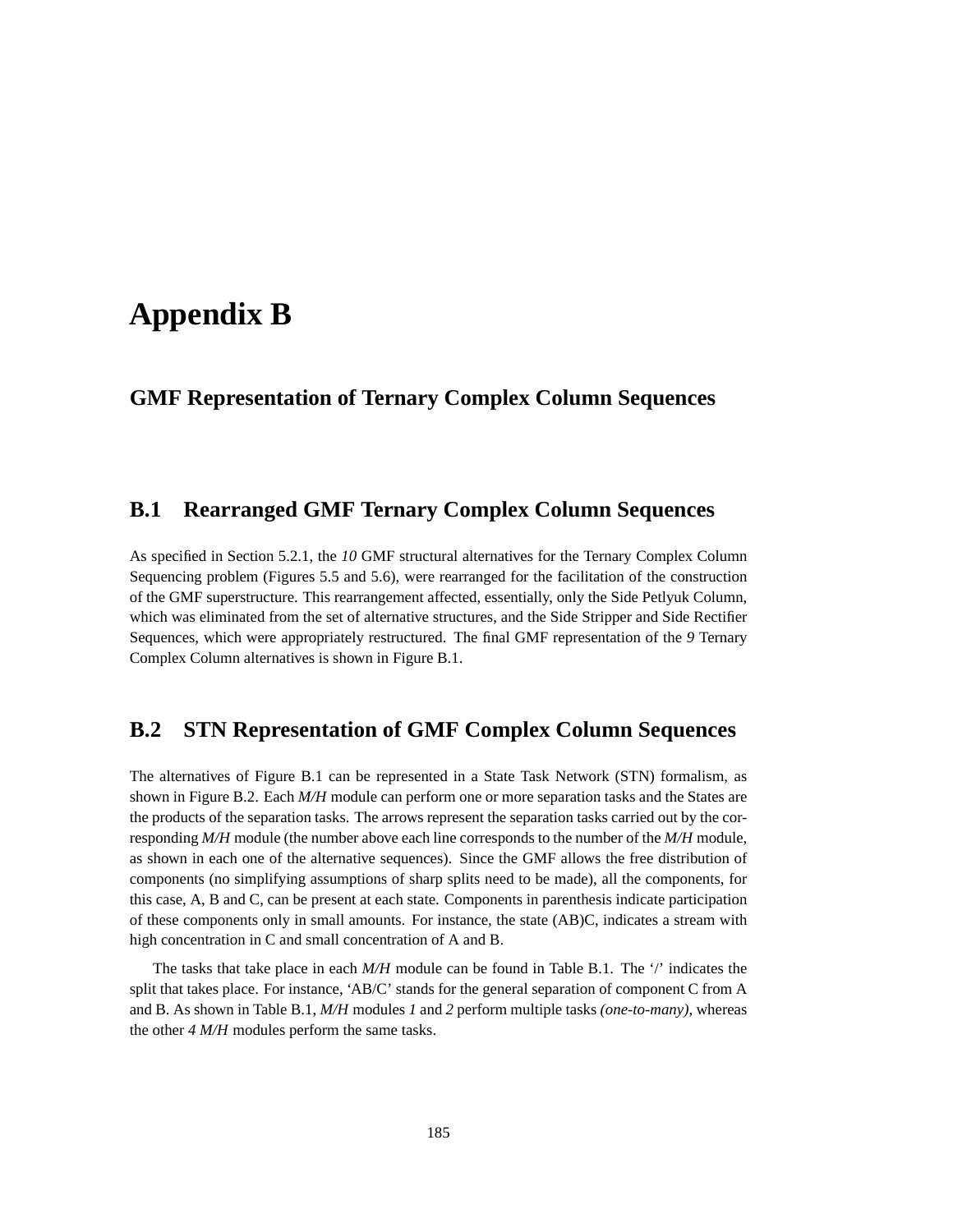# Appendix B

## GMF Representation of Ternary Complex Column Sequences

## B.1 Rearranged GMF Ternary Complex Column Sequences

As specified in Section 5.2.1, the *10* GMF structural alternatives for the Ternary Complex Column Sequencing problem (Figures 5.5 and 5.6), were rearranged for the facilitation of the construction of the GMF superstructure. This rearrangement affected, essentially, only the Side Petlyuk Column, which was eliminated from the set of alternative structures, and the Side Stripper and Side Rectifier Sequences, which were appropriately restructured. The final GMF representation of the *9* Ternary Complex Column alternatives is shown in Figure B.1.

## B.2 STN Representation of GMF Complex Column Sequences

The alternatives of Figure B.1 can be represented in a State Task Network (STN) formalism, as shown in Figure B.2. Each *M/H* module can perform one or more separation tasks and the States are the products of the separation tasks. The arrows represent the separation tasks carried out by the corresponding *M/H* module (the number above each line corresponds to the number of the *M/H* module, as shown in each one of the alternative sequences). Since the GMF allows the free distribution of components (no simplifying assumptions of sharp splits need to be made), all the components, for this case, A, B and C, can be present at each state. Components in parenthesis indicate participation of these components only in small amounts. For instance, the state (AB)C, indicates a stream with high concentration in C and small concentration of A and B.

The tasks that take place in each *M/H* module can be found in Table B.1. The '/' indicates the split that takes place. For instance, 'AB/C' stands for the general separation of component C from A and B. As shown in Table B.1, *M/H* modules *1* and *2* perform multiple tasks *(one-to-many)*, whereas the other *4 M/H* modules perform the same tasks.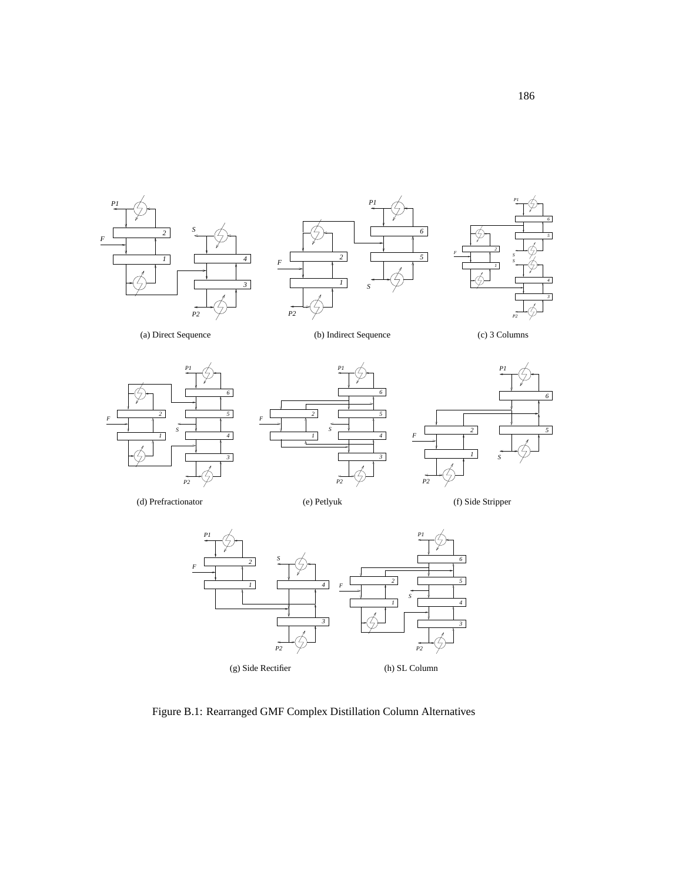(a) Direct Sequence

(b) Indirect Sequence

(c) 3 Columns

(d) Prefractionator

(e) Petlyuk

(f) Side Stripper

(g) Side Rectifier

(h) SL Column

Figure B.1: Rearranged GMF Complex Distillation Column Alternatives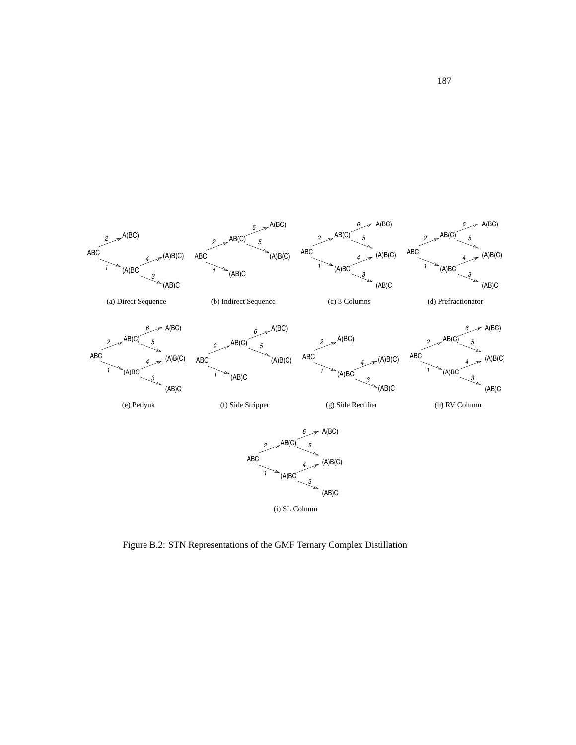Figure B.2: STN Representations of the GMF Ternary Complex Distillation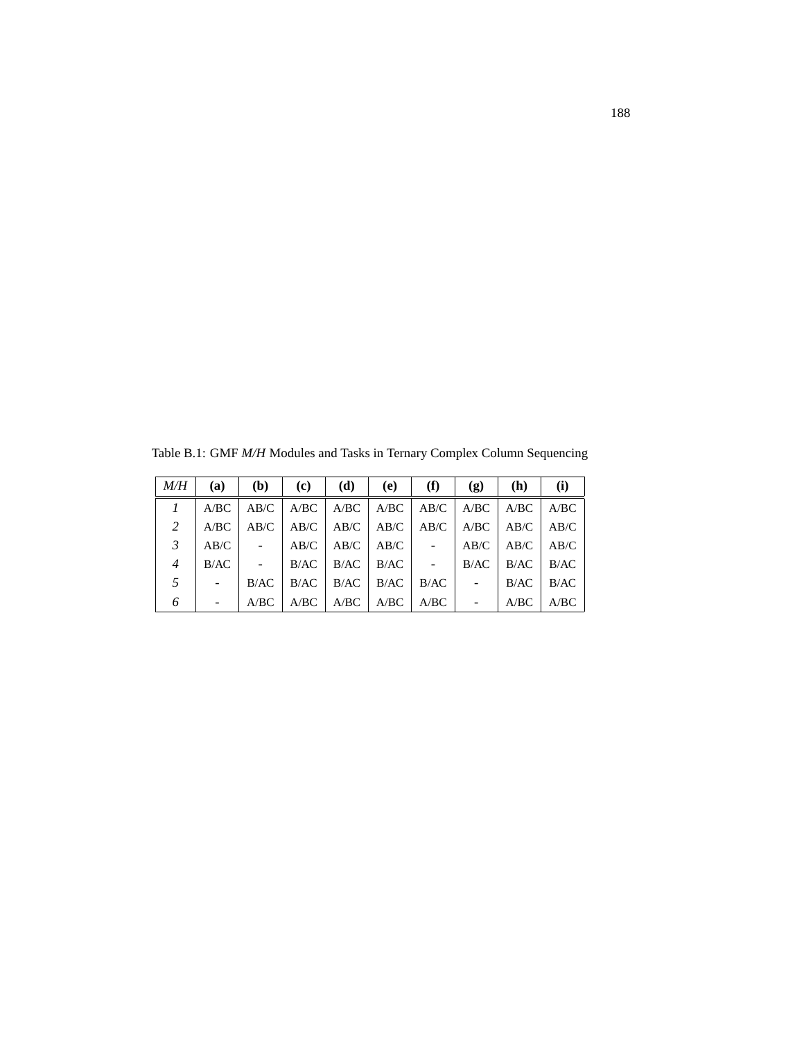Table B.1: GMF *M/H* Modules and Tasks in Ternary Complex Column Sequencing

| *M/H* | (a) | (b) | (c) | (d) | (e) | (f) | (g) | (h) | (i) |
|---|---|---|---|---|---|---|---|---|---|
| *1* | A/BC | AB/C | A/BC | A/BC | A/BC | AB/C | A/BC | A/BC | A/BC |
| *2* | A/BC | AB/C | AB/C | AB/C | AB/C | AB/C | A/BC | AB/C | AB/C |
| *3* | AB/C | - | AB/C | AB/C | AB/C | - | AB/C | AB/C | AB/C |
| *4* | B/AC | - | B/AC | B/AC | B/AC | - | B/AC | B/AC | B/AC |
| *5* | - | B/AC | B/AC | B/AC | B/AC | B/AC | - | B/AC | B/AC |
| *6* | - | A/BC | A/BC | A/BC | A/BC | A/BC | - | A/BC | A/BC |